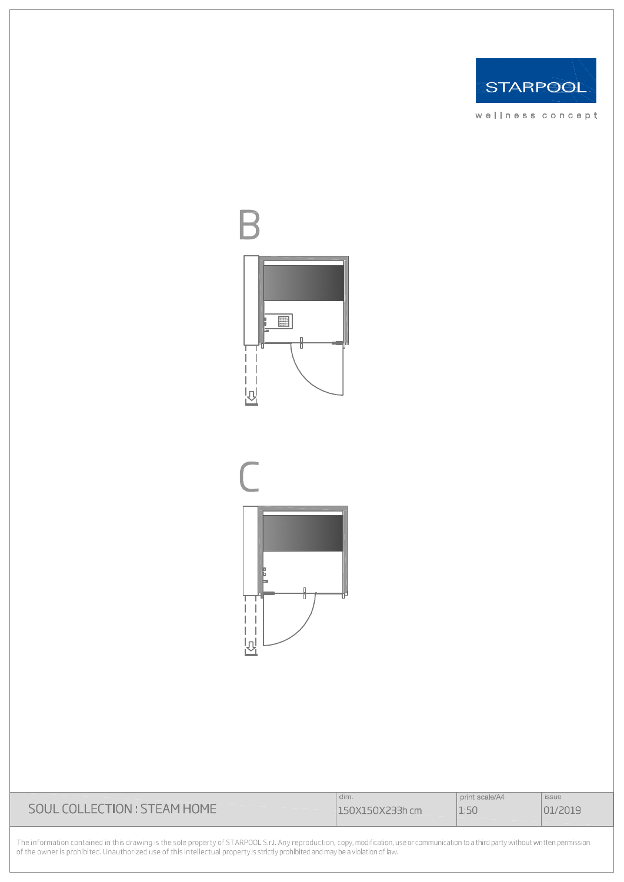STARPOOL

wellness concept

B

C

| SOUL COLLECTION : STEAM HOME | dim. | print scale/A4 | issue |
| --- | --- | --- | --- |
| | 150X150X233h cm | 1:50 | 01/2019 |

The information contained in this drawing is the sole property of STARPOOL S.r.l. Any reproduction, copy, modification, use or communication to a third party without written permission of the owner is prohibited. Unauthorized use of this intellectual property is strictly prohibited and may be a violation of law.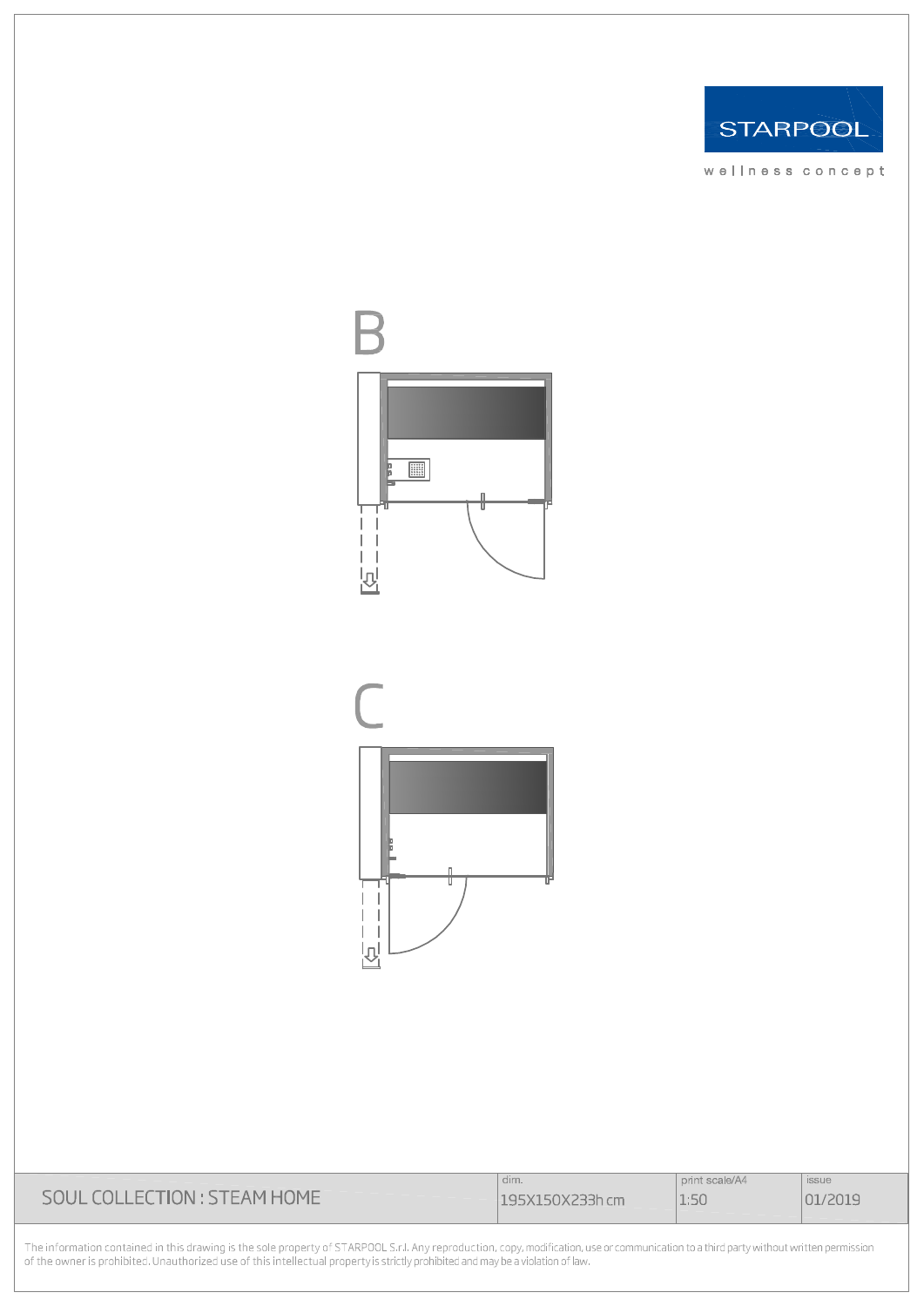STARPOOL

wellness concept

B

C

| SOUL COLLECTION : STEAM HOME | dim. 195X150X233h cm | print scale/A4 1:50 | issue 01/2019 |
| --- | --- | --- | --- |

The information contained in this drawing is the sole property of STARPOOL S.r.l. Any reproduction, copy, modification, use or communication to a third party without written permission of the owner is prohibited. Unauthorized use of this intellectual property is strictly prohibited and may be a violation of law.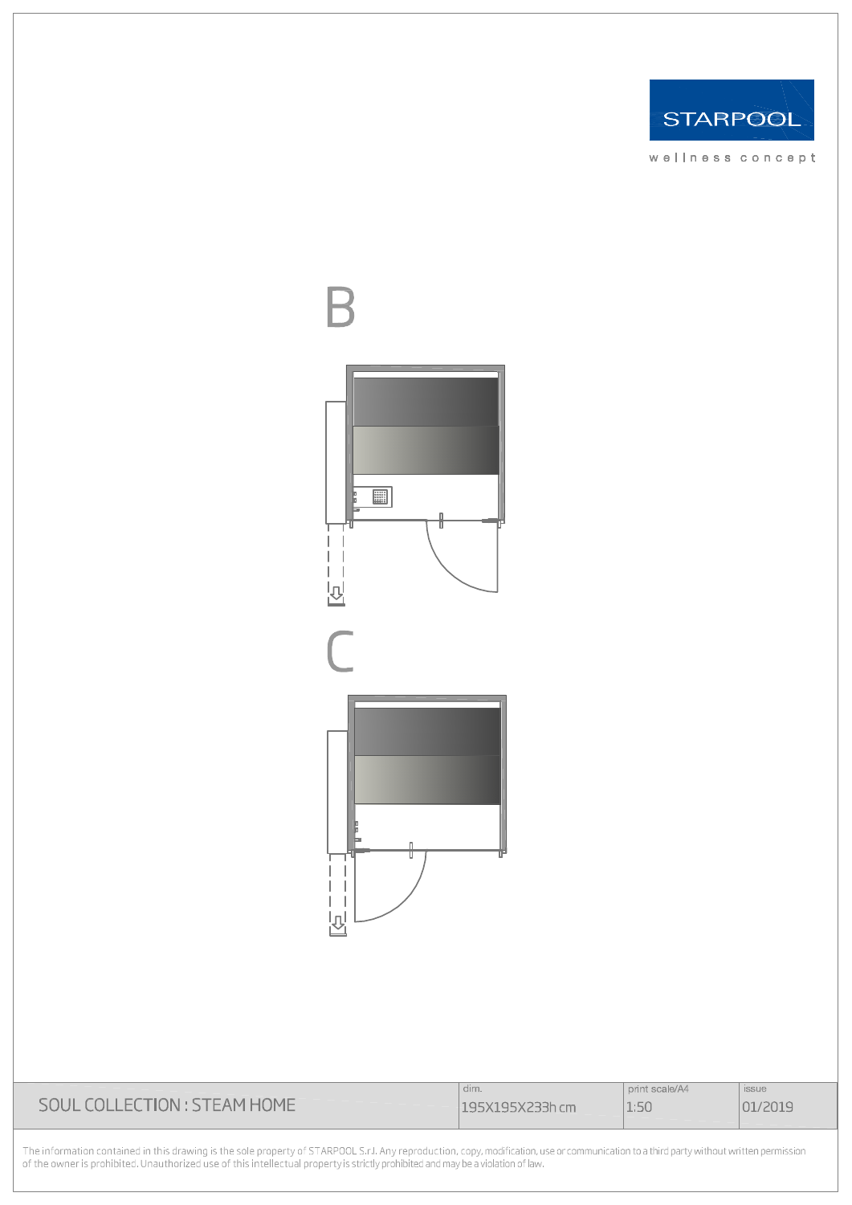STARPOOL

wellness concept

B

C

| SOUL COLLECTION : STEAM HOME | dim. | print scale/A4 | issue |
|---|---|---|---|
| | 195X195X233h cm | 1:50 | 01/2019 |

The information contained in this drawing is the sole property of STARPOOL S.r.l. Any reproduction, copy, modification, use or communication to a third party without written permission of the owner is prohibited. Unauthorized use of this intellectual property is strictly prohibited and may be a violation of law.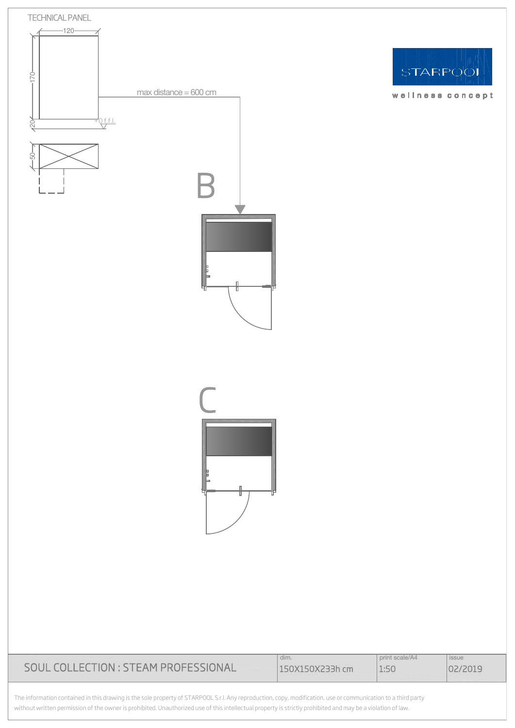TECHNICAL PANEL

120

170

20

+0 f.f.l.

50

max distance = 600 cm

B

C

STARPOOL

wellness concept

| SOUL COLLECTION : STEAM PROFESSIONAL | dim. 150X150X233h cm | print scale/A4 1:50 | issue 02/2019 |
|---|---|---|---|

The information contained in this drawing is the sole property of STARPOOL S.r.l. Any reproduction, copy, modification, use or communication to a third party without written permission of the owner is prohibited. Unauthorized use of this intellectual property is strictly prohibited and may be a violation of law.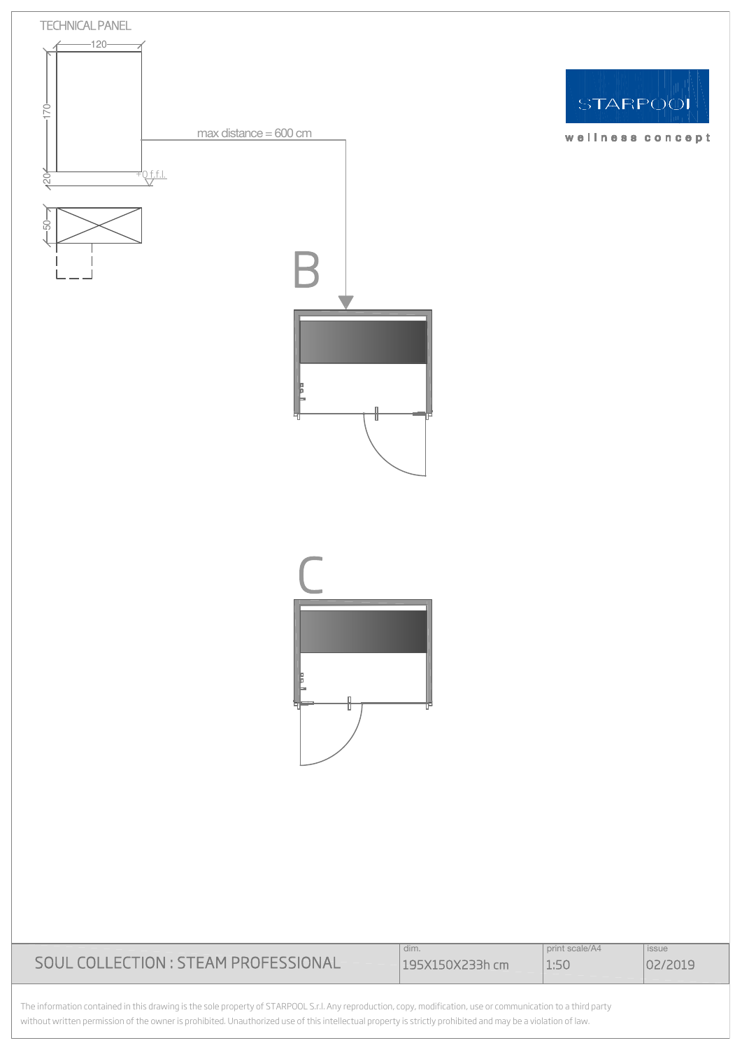TECHNICAL PANEL

120

170

20

+0 f.f.l.

50

max distance = 600 cm

B

C

STARPOOL

wellness concept

| SOUL COLLECTION : STEAM PROFESSIONAL | dim. 195X150X233h cm | print scale/A4 1:50 | issue 02/2019 |
|---|---|---|---|

The information contained in this drawing is the sole property of STARPOOL S.r.l. Any reproduction, copy, modification, use or communication to a third party without written permission of the owner is prohibited. Unauthorized use of this intellectual property is strictly prohibited and may be a violation of law.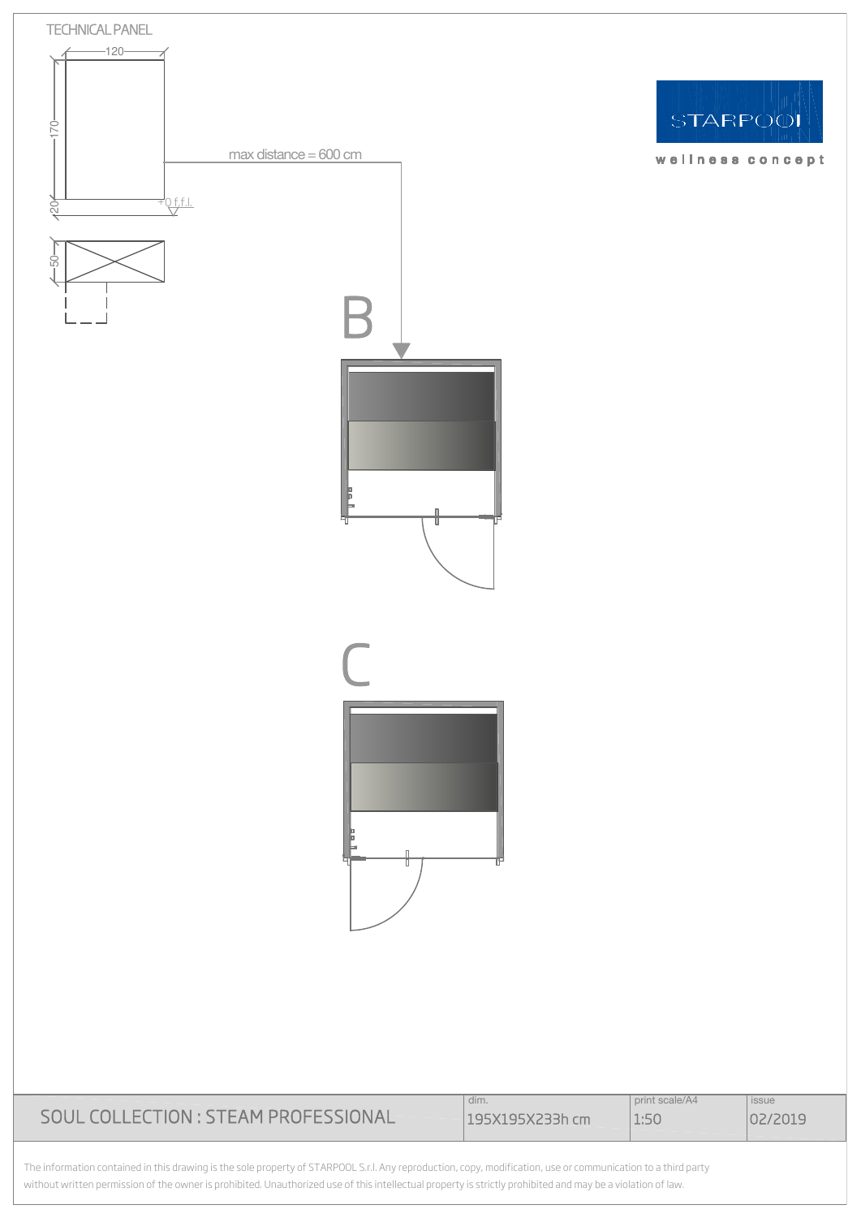TECHNICAL PANEL

120

170

20

+0 f.f.l.

50

max distance = 600 cm

STARPOOL

wellness concept

B

C

| SOUL COLLECTION : STEAM PROFESSIONAL | dim. | print scale/A4 | issue |
|---|---|---|---|
| | 195X195X233h cm | 1:50 | 02/2019 |

The information contained in this drawing is the sole property of STARPOOL S.r.l. Any reproduction, copy, modification, use or communication to a third party without written permission of the owner is prohibited. Unauthorized use of this intellectual property is strictly prohibited and may be a violation of law.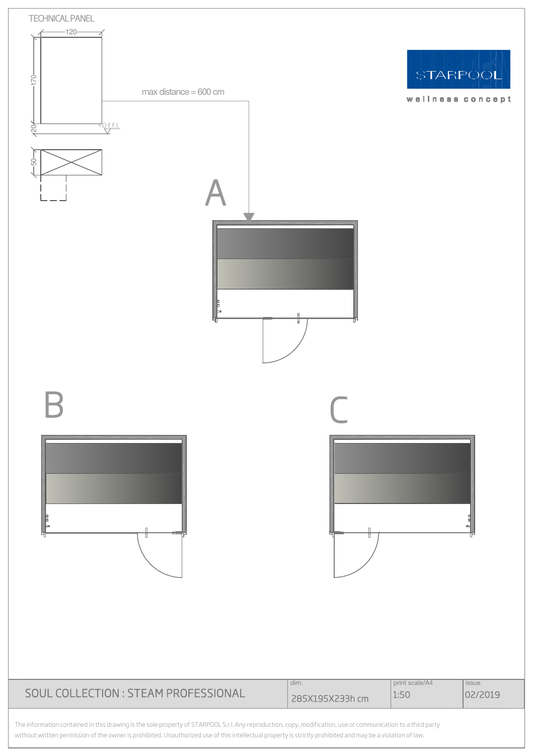TECHNICAL PANEL

120

170

20

+0 f.f.l.

50

max distance = 600 cm

STARPOOL

wellness concept

A

B

C

| SOUL COLLECTION : STEAM PROFESSIONAL | dim. | print scale/A4 | issue |
| --- | --- | --- | --- |
| | 285X195X233h cm | 1:50 | 02/2019 |

The information contained in this drawing is the sole property of STARPOOL S.r.l. Any reproduction, copy, modification, use or communication to a third party without written permission of the owner is prohibited. Unauthorized use of this intellectual property is strictly prohibited and may be a violation of law.